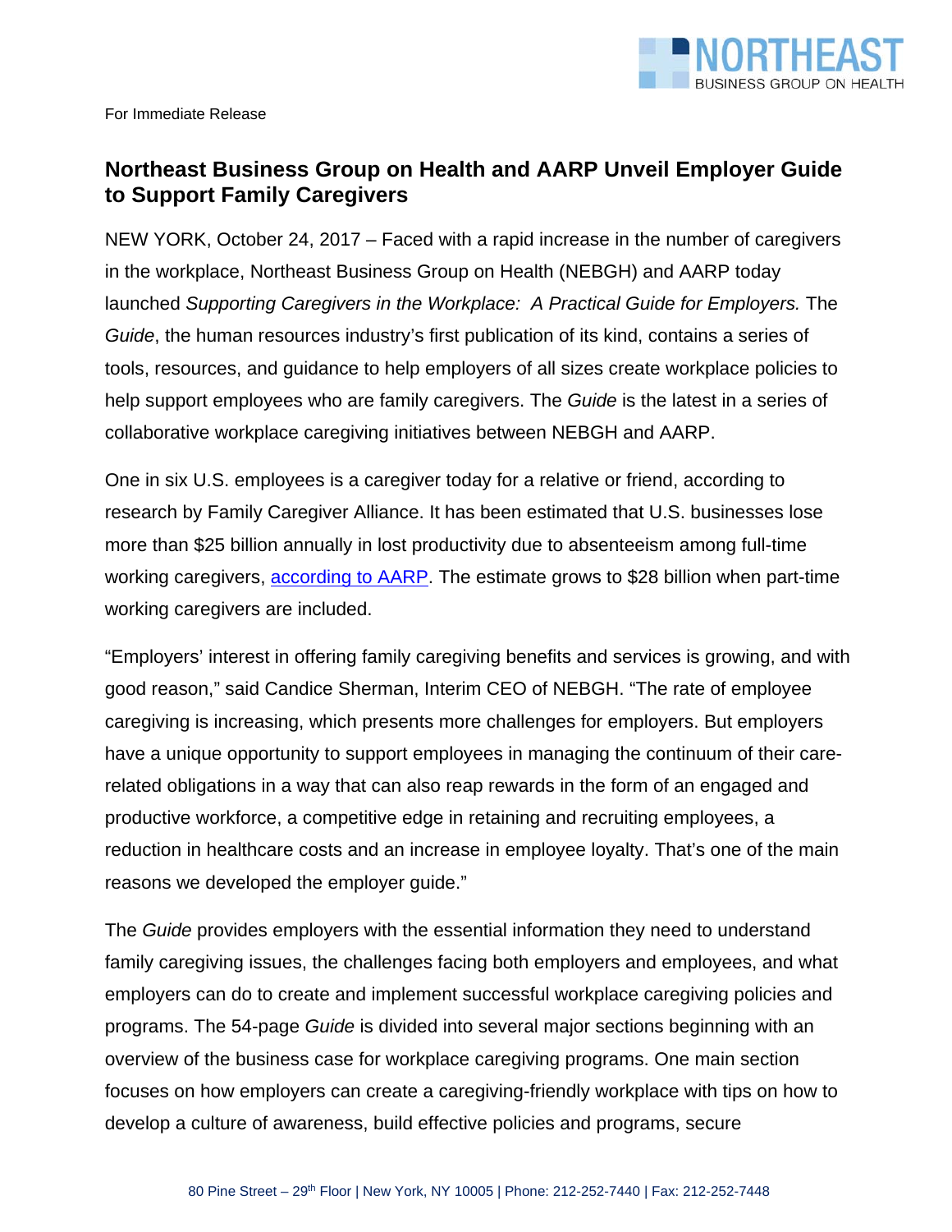For Immediate Release

## Northeast Business Group on Health and AARP Unveil Employer Guide to Support Family Caregivers

NEW YORK, October 24, 2017 – Faced with a rapid increase in the number of caregivers in the workplace, Northeast Business Group on Health (NEBGH) and AARP today launched *Supporting Caregivers in the Workplace: A Practical Guide for Employers.* The *Guide*, the human resources industry's first publication of its kind, contains a series of tools, resources, and guidance to help employers of all sizes create workplace policies to help support employees who are family caregivers. The *Guide* is the latest in a series of collaborative workplace caregiving initiatives between NEBGH and AARP.

One in six U.S. employees is a caregiver today for a relative or friend, according to research by Family Caregiver Alliance. It has been estimated that U.S. businesses lose more than $25 billion annually in lost productivity due to absenteeism among full-time working caregivers, according to AARP. The estimate grows to $28 billion when part-time working caregivers are included.

"Employers' interest in offering family caregiving benefits and services is growing, and with good reason," said Candice Sherman, Interim CEO of NEBGH. "The rate of employee caregiving is increasing, which presents more challenges for employers. But employers have a unique opportunity to support employees in managing the continuum of their care-related obligations in a way that can also reap rewards in the form of an engaged and productive workforce, a competitive edge in retaining and recruiting employees, a reduction in healthcare costs and an increase in employee loyalty. That's one of the main reasons we developed the employer guide."

The *Guide* provides employers with the essential information they need to understand family caregiving issues, the challenges facing both employers and employees, and what employers can do to create and implement successful workplace caregiving policies and programs. The 54-page *Guide* is divided into several major sections beginning with an overview of the business case for workplace caregiving programs. One main section focuses on how employers can create a caregiving-friendly workplace with tips on how to develop a culture of awareness, build effective policies and programs, secure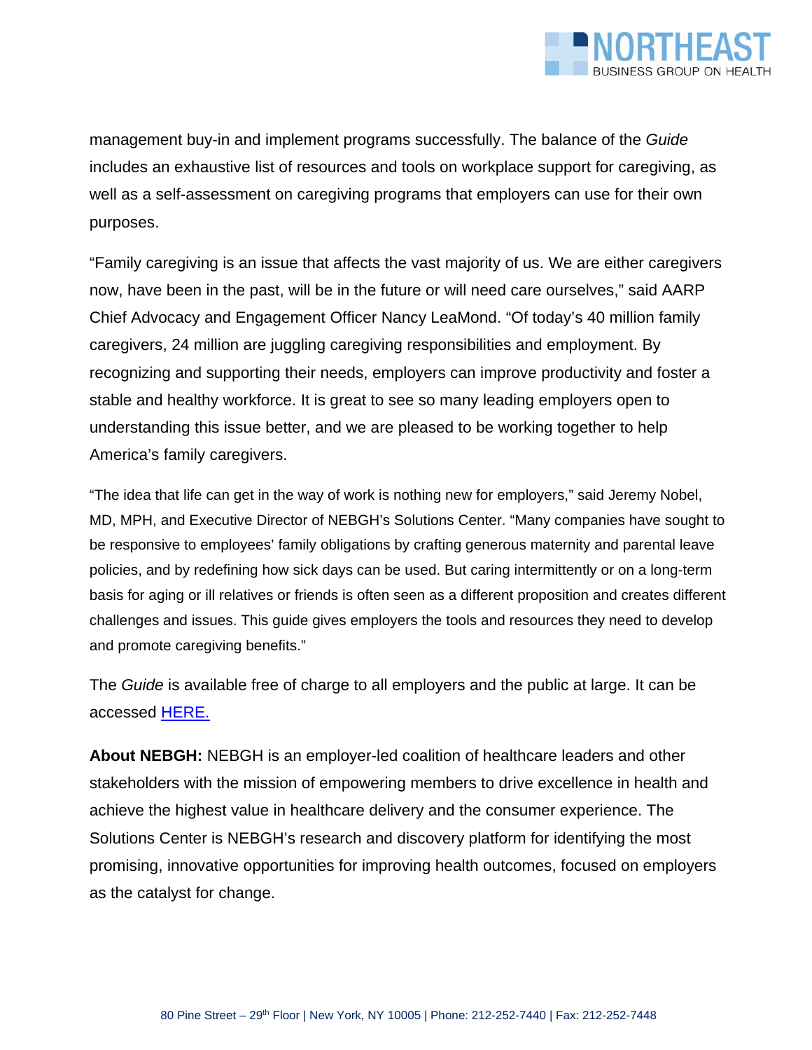management buy-in and implement programs successfully. The balance of the *Guide* includes an exhaustive list of resources and tools on workplace support for caregiving, as well as a self-assessment on caregiving programs that employers can use for their own purposes.

"Family caregiving is an issue that affects the vast majority of us. We are either caregivers now, have been in the past, will be in the future or will need care ourselves," said AARP Chief Advocacy and Engagement Officer Nancy LeaMond. "Of today's 40 million family caregivers, 24 million are juggling caregiving responsibilities and employment. By recognizing and supporting their needs, employers can improve productivity and foster a stable and healthy workforce. It is great to see so many leading employers open to understanding this issue better, and we are pleased to be working together to help America's family caregivers.

"The idea that life can get in the way of work is nothing new for employers," said Jeremy Nobel, MD, MPH, and Executive Director of NEBGH's Solutions Center. "Many companies have sought to be responsive to employees' family obligations by crafting generous maternity and parental leave policies, and by redefining how sick days can be used. But caring intermittently or on a long-term basis for aging or ill relatives or friends is often seen as a different proposition and creates different challenges and issues. This guide gives employers the tools and resources they need to develop and promote caregiving benefits."

The *Guide* is available free of charge to all employers and the public at large. It can be accessed HERE.

**About NEBGH:** NEBGH is an employer-led coalition of healthcare leaders and other stakeholders with the mission of empowering members to drive excellence in health and achieve the highest value in healthcare delivery and the consumer experience. The Solutions Center is NEBGH's research and discovery platform for identifying the most promising, innovative opportunities for improving health outcomes, focused on employers as the catalyst for change.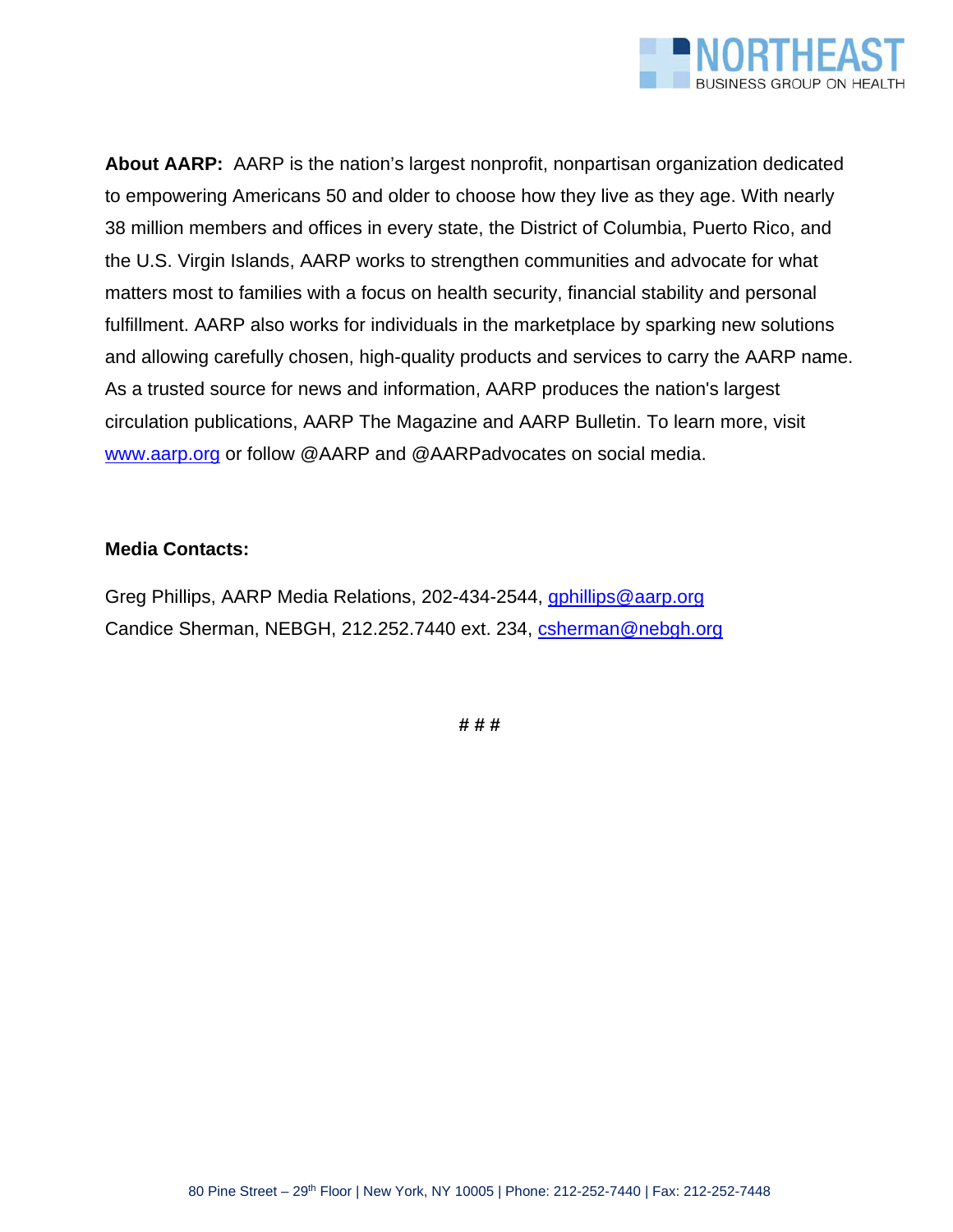**About AARP:** AARP is the nation's largest nonprofit, nonpartisan organization dedicated to empowering Americans 50 and older to choose how they live as they age. With nearly 38 million members and offices in every state, the District of Columbia, Puerto Rico, and the U.S. Virgin Islands, AARP works to strengthen communities and advocate for what matters most to families with a focus on health security, financial stability and personal fulfillment. AARP also works for individuals in the marketplace by sparking new solutions and allowing carefully chosen, high-quality products and services to carry the AARP name. As a trusted source for news and information, AARP produces the nation's largest circulation publications, AARP The Magazine and AARP Bulletin. To learn more, visit www.aarp.org or follow @AARP and @AARPadvocates on social media.

**Media Contacts:**

Greg Phillips, AARP Media Relations, 202-434-2544, gphillips@aarp.org
Candice Sherman, NEBGH, 212.252.7440 ext. 234, csherman@nebgh.org

# # #